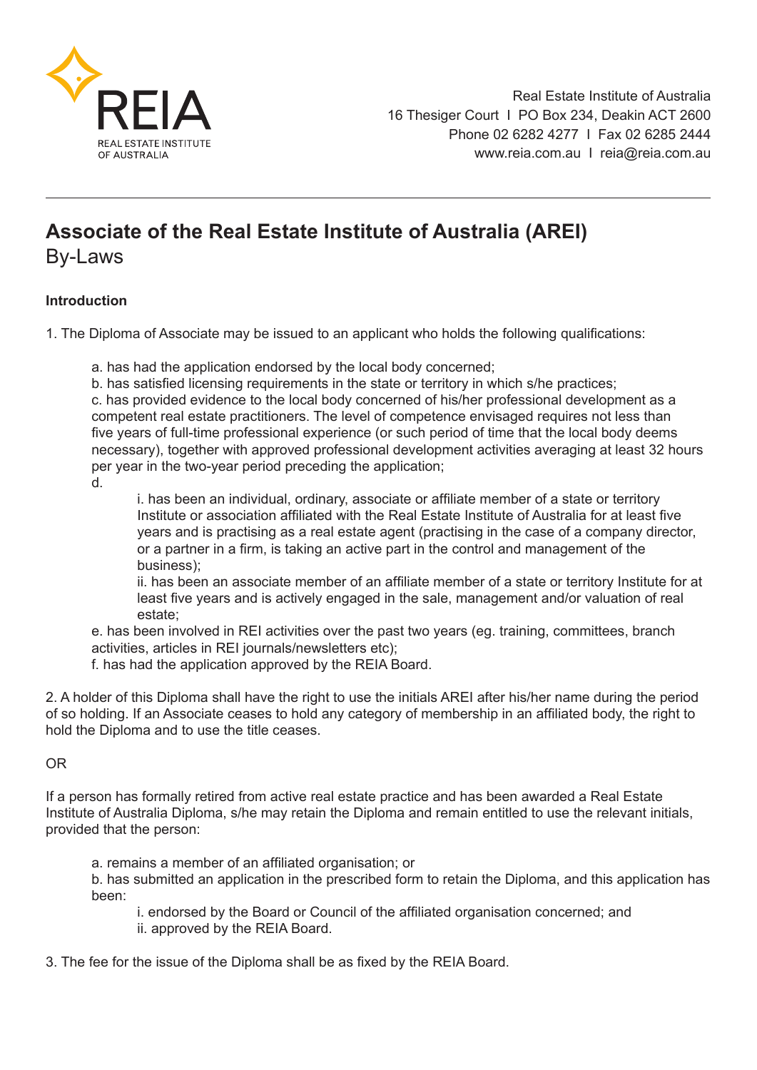Real Estate Institute of Australia
16 Thesiger Court I PO Box 234, Deakin ACT 2600
Phone 02 6282 4277 I Fax 02 6285 2444
www.reia.com.au I reia@reia.com.au

# Associate of the Real Estate Institute of Australia (AREI)

## By-Laws

**Introduction**

1. The Diploma of Associate may be issued to an applicant who holds the following qualifications:

   a. has had the application endorsed by the local body concerned;
   b. has satisfied licensing requirements in the state or territory in which s/he practices;
   c. has provided evidence to the local body concerned of his/her professional development as a competent real estate practitioners. The level of competence envisaged requires not less than five years of full-time professional experience (or such period of time that the local body deems necessary), together with approved professional development activities averaging at least 32 hours per year in the two-year period preceding the application;
   d.
      i. has been an individual, ordinary, associate or affiliate member of a state or territory Institute or association affiliated with the Real Estate Institute of Australia for at least five years and is practising as a real estate agent (practising in the case of a company director, or a partner in a firm, is taking an active part in the control and management of the business);
      ii. has been an associate member of an affiliate member of a state or territory Institute for at least five years and is actively engaged in the sale, management and/or valuation of real estate;

   e. has been involved in REI activities over the past two years (eg. training, committees, branch activities, articles in REI journals/newsletters etc);
   f. has had the application approved by the REIA Board.

2. A holder of this Diploma shall have the right to use the initials AREI after his/her name during the period of so holding. If an Associate ceases to hold any category of membership in an affiliated body, the right to hold the Diploma and to use the title ceases.

OR

If a person has formally retired from active real estate practice and has been awarded a Real Estate Institute of Australia Diploma, s/he may retain the Diploma and remain entitled to use the relevant initials, provided that the person:

   a. remains a member of an affiliated organisation; or
   b. has submitted an application in the prescribed form to retain the Diploma, and this application has been:
      i. endorsed by the Board or Council of the affiliated organisation concerned; and
      ii. approved by the REIA Board.

3. The fee for the issue of the Diploma shall be as fixed by the REIA Board.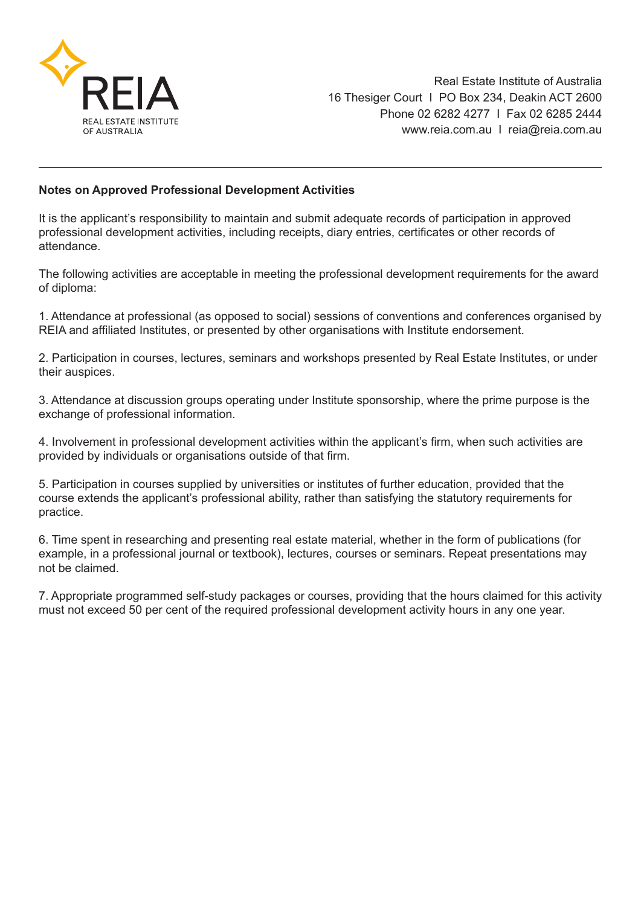REAL ESTATE INSTITUTE OF AUSTRALIA

Real Estate Institute of Australia
16 Thesiger Court I PO Box 234, Deakin ACT 2600
Phone 02 6282 4277 I Fax 02 6285 2444
www.reia.com.au I reia@reia.com.au

---

**Notes on Approved Professional Development Activities**

It is the applicant's responsibility to maintain and submit adequate records of participation in approved professional development activities, including receipts, diary entries, certificates or other records of attendance.

The following activities are acceptable in meeting the professional development requirements for the award of diploma:

1. Attendance at professional (as opposed to social) sessions of conventions and conferences organised by REIA and affiliated Institutes, or presented by other organisations with Institute endorsement.

2. Participation in courses, lectures, seminars and workshops presented by Real Estate Institutes, or under their auspices.

3. Attendance at discussion groups operating under Institute sponsorship, where the prime purpose is the exchange of professional information.

4. Involvement in professional development activities within the applicant's firm, when such activities are provided by individuals or organisations outside of that firm.

5. Participation in courses supplied by universities or institutes of further education, provided that the course extends the applicant's professional ability, rather than satisfying the statutory requirements for practice.

6. Time spent in researching and presenting real estate material, whether in the form of publications (for example, in a professional journal or textbook), lectures, courses or seminars. Repeat presentations may not be claimed.

7. Appropriate programmed self-study packages or courses, providing that the hours claimed for this activity must not exceed 50 per cent of the required professional development activity hours in any one year.